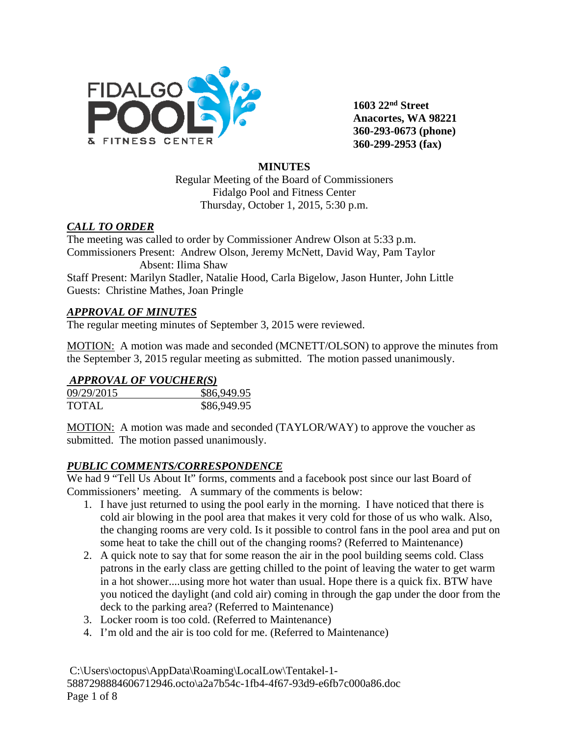**1603 22nd Street**
**Anacortes, WA 98221**
**360-293-0673 (phone)**
**360-299-2953 (fax)**

# MINUTES

Regular Meeting of the Board of Commissioners
Fidalgo Pool and Fitness Center
Thursday, October 1, 2015, 5:30 p.m.

## ***CALL TO ORDER***

The meeting was called to order by Commissioner Andrew Olson at 5:33 p.m.
Commissioners Present: Andrew Olson, Jeremy McNett, David Way, Pam Taylor
Absent: Ilima Shaw
Staff Present: Marilyn Stadler, Natalie Hood, Carla Bigelow, Jason Hunter, John Little
Guests: Christine Mathes, Joan Pringle

## ***APPROVAL OF MINUTES***

The regular meeting minutes of September 3, 2015 were reviewed.

MOTION: A motion was made and seconded (MCNETT/OLSON) to approve the minutes from the September 3, 2015 regular meeting as submitted. The motion passed unanimously.

## ***APPROVAL OF VOUCHER(S)***

| 09/29/2015 | $86,949.95 |
|---|---|
| TOTAL | $86,949.95 |

MOTION: A motion was made and seconded (TAYLOR/WAY) to approve the voucher as submitted. The motion passed unanimously.

## ***PUBLIC COMMENTS/CORRESPONDENCE***

We had 9 "Tell Us About It" forms, comments and a facebook post since our last Board of Commissioners' meeting. A summary of the comments is below:

1. I have just returned to using the pool early in the morning. I have noticed that there is cold air blowing in the pool area that makes it very cold for those of us who walk. Also, the changing rooms are very cold. Is it possible to control fans in the pool area and put on some heat to take the chill out of the changing rooms? (Referred to Maintenance)
2. A quick note to say that for some reason the air in the pool building seems cold. Class patrons in the early class are getting chilled to the point of leaving the water to get warm in a hot shower....using more hot water than usual. Hope there is a quick fix. BTW have you noticed the daylight (and cold air) coming in through the gap under the door from the deck to the parking area? (Referred to Maintenance)
3. Locker room is too cold. (Referred to Maintenance)
4. I'm old and the air is too cold for me. (Referred to Maintenance)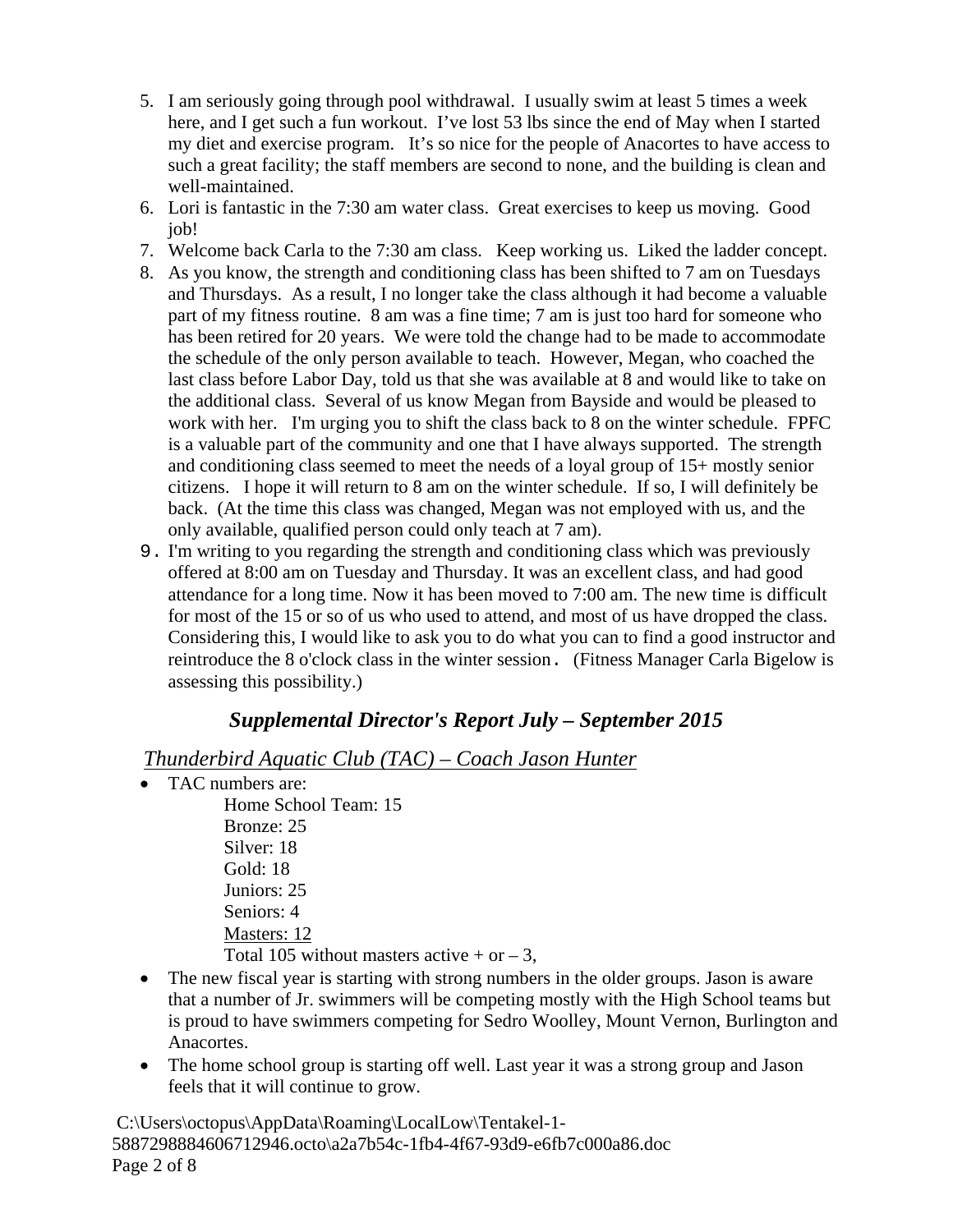5. I am seriously going through pool withdrawal. I usually swim at least 5 times a week here, and I get such a fun workout. I've lost 53 lbs since the end of May when I started my diet and exercise program. It's so nice for the people of Anacortes to have access to such a great facility; the staff members are second to none, and the building is clean and well-maintained.
6. Lori is fantastic in the 7:30 am water class. Great exercises to keep us moving. Good job!
7. Welcome back Carla to the 7:30 am class. Keep working us. Liked the ladder concept.
8. As you know, the strength and conditioning class has been shifted to 7 am on Tuesdays and Thursdays. As a result, I no longer take the class although it had become a valuable part of my fitness routine. 8 am was a fine time; 7 am is just too hard for someone who has been retired for 20 years. We were told the change had to be made to accommodate the schedule of the only person available to teach. However, Megan, who coached the last class before Labor Day, told us that she was available at 8 and would like to take on the additional class. Several of us know Megan from Bayside and would be pleased to work with her. I'm urging you to shift the class back to 8 on the winter schedule. FPFC is a valuable part of the community and one that I have always supported. The strength and conditioning class seemed to meet the needs of a loyal group of 15+ mostly senior citizens. I hope it will return to 8 am on the winter schedule. If so, I will definitely be back. (At the time this class was changed, Megan was not employed with us, and the only available, qualified person could only teach at 7 am).
9. I'm writing to you regarding the strength and conditioning class which was previously offered at 8:00 am on Tuesday and Thursday. It was an excellent class, and had good attendance for a long time. Now it has been moved to 7:00 am. The new time is difficult for most of the 15 or so of us who used to attend, and most of us have dropped the class. Considering this, I would like to ask you to do what you can to find a good instructor and reintroduce the 8 o'clock class in the winter session. (Fitness Manager Carla Bigelow is assessing this possibility.)

## *Supplemental Director's Report July – September 2015*

### *Thunderbird Aquatic Club (TAC) – Coach Jason Hunter*

- TAC numbers are:

  Home School Team: 15
  Bronze: 25
  Silver: 18
  Gold: 18
  Juniors: 25
  Seniors: 4
  Masters: 12
  Total 105 without masters active + or – 3,

- The new fiscal year is starting with strong numbers in the older groups. Jason is aware that a number of Jr. swimmers will be competing mostly with the High School teams but is proud to have swimmers competing for Sedro Woolley, Mount Vernon, Burlington and Anacortes.
- The home school group is starting off well. Last year it was a strong group and Jason feels that it will continue to grow.

C:\Users\octopus\AppData\Roaming\LocalLow\Tentakel-1-5887298884606712946.octo\a2a7b54c-1fb4-4f67-93d9-e6fb7c000a86.doc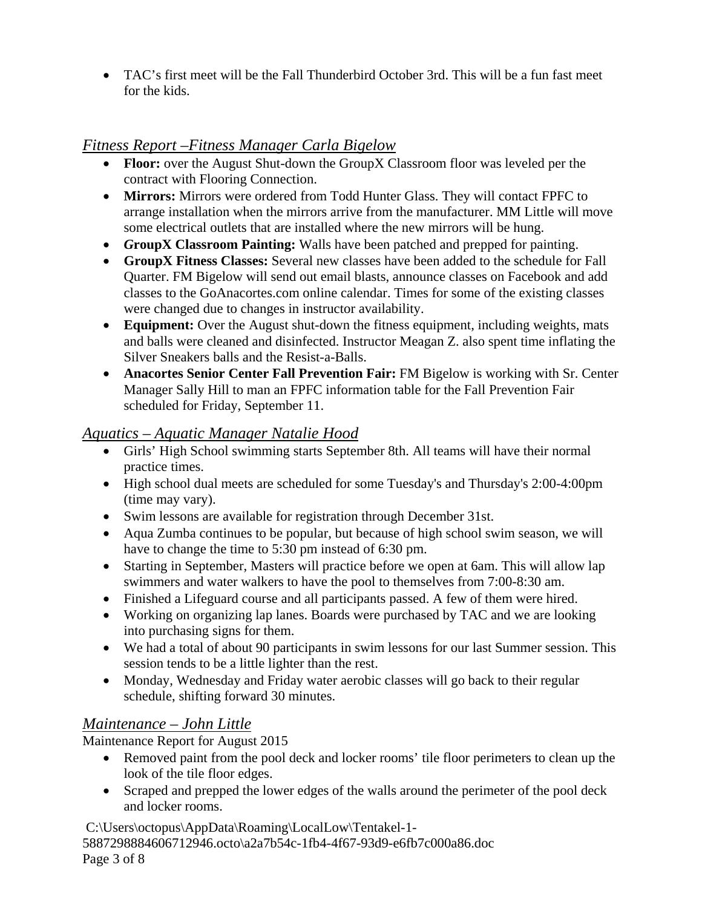- TAC's first meet will be the Fall Thunderbird October 3rd. This will be a fun fast meet for the kids.

## *Fitness Report –Fitness Manager Carla Bigelow*

- **Floor:** over the August Shut-down the GroupX Classroom floor was leveled per the contract with Flooring Connection.
- **Mirrors:** Mirrors were ordered from Todd Hunter Glass. They will contact FPFC to arrange installation when the mirrors arrive from the manufacturer. MM Little will move some electrical outlets that are installed where the new mirrors will be hung.
- ***G*roupX Classroom Painting:** Walls have been patched and prepped for painting.
- **GroupX Fitness Classes:** Several new classes have been added to the schedule for Fall Quarter. FM Bigelow will send out email blasts, announce classes on Facebook and add classes to the GoAnacortes.com online calendar. Times for some of the existing classes were changed due to changes in instructor availability.
- **Equipment:** Over the August shut-down the fitness equipment, including weights, mats and balls were cleaned and disinfected. Instructor Meagan Z. also spent time inflating the Silver Sneakers balls and the Resist-a-Balls.
- **Anacortes Senior Center Fall Prevention Fair:** FM Bigelow is working with Sr. Center Manager Sally Hill to man an FPFC information table for the Fall Prevention Fair scheduled for Friday, September 11.

## *Aquatics – Aquatic Manager Natalie Hood*

- Girls' High School swimming starts September 8th. All teams will have their normal practice times.
- High school dual meets are scheduled for some Tuesday's and Thursday's 2:00-4:00pm (time may vary).
- Swim lessons are available for registration through December 31st.
- Aqua Zumba continues to be popular, but because of high school swim season, we will have to change the time to 5:30 pm instead of 6:30 pm.
- Starting in September, Masters will practice before we open at 6am. This will allow lap swimmers and water walkers to have the pool to themselves from 7:00-8:30 am.
- Finished a Lifeguard course and all participants passed. A few of them were hired.
- Working on organizing lap lanes. Boards were purchased by TAC and we are looking into purchasing signs for them.
- We had a total of about 90 participants in swim lessons for our last Summer session. This session tends to be a little lighter than the rest.
- Monday, Wednesday and Friday water aerobic classes will go back to their regular schedule, shifting forward 30 minutes.

## *Maintenance – John Little*

Maintenance Report for August 2015

- Removed paint from the pool deck and locker rooms' tile floor perimeters to clean up the look of the tile floor edges.
- Scraped and prepped the lower edges of the walls around the perimeter of the pool deck and locker rooms.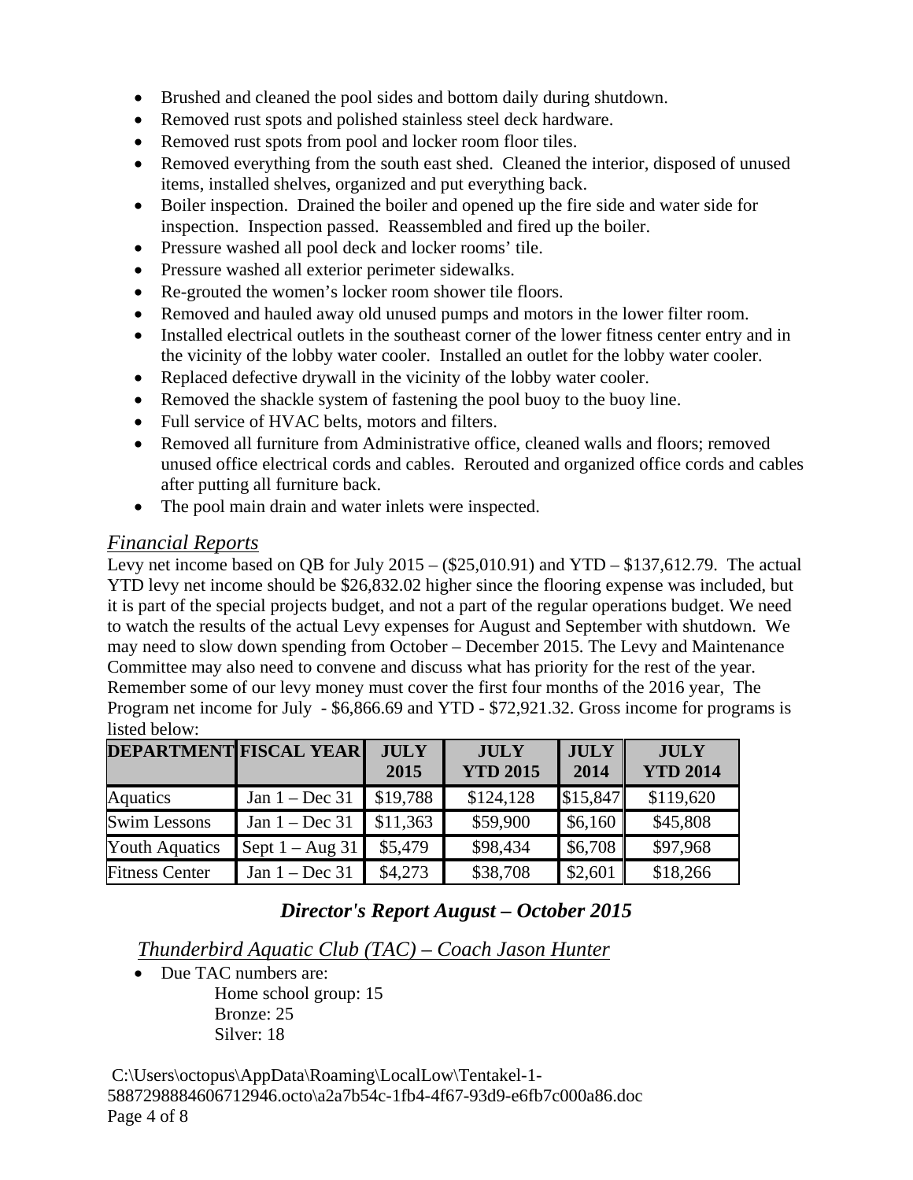- Brushed and cleaned the pool sides and bottom daily during shutdown.
- Removed rust spots and polished stainless steel deck hardware.
- Removed rust spots from pool and locker room floor tiles.
- Removed everything from the south east shed. Cleaned the interior, disposed of unused items, installed shelves, organized and put everything back.
- Boiler inspection. Drained the boiler and opened up the fire side and water side for inspection. Inspection passed. Reassembled and fired up the boiler.
- Pressure washed all pool deck and locker rooms' tile.
- Pressure washed all exterior perimeter sidewalks.
- Re-grouted the women's locker room shower tile floors.
- Removed and hauled away old unused pumps and motors in the lower filter room.
- Installed electrical outlets in the southeast corner of the lower fitness center entry and in the vicinity of the lobby water cooler. Installed an outlet for the lobby water cooler.
- Replaced defective drywall in the vicinity of the lobby water cooler.
- Removed the shackle system of fastening the pool buoy to the buoy line.
- Full service of HVAC belts, motors and filters.
- Removed all furniture from Administrative office, cleaned walls and floors; removed unused office electrical cords and cables. Rerouted and organized office cords and cables after putting all furniture back.
- The pool main drain and water inlets were inspected.

## *Financial Reports*

Levy net income based on QB for July 2015 – ($25,010.91) and YTD – $137,612.79. The actual YTD levy net income should be $26,832.02 higher since the flooring expense was included, but it is part of the special projects budget, and not a part of the regular operations budget. We need to watch the results of the actual Levy expenses for August and September with shutdown. We may need to slow down spending from October – December 2015. The Levy and Maintenance Committee may also need to convene and discuss what has priority for the rest of the year. Remember some of our levy money must cover the first four months of the 2016 year, The Program net income for July - $6,866.69 and YTD - $72,921.32. Gross income for programs is listed below:

| DEPARTMENT | FISCAL YEAR | JULY 2015 | JULY YTD 2015 | JULY 2014 | JULY YTD 2014 |
|---|---|---|---|---|---|
| Aquatics | Jan 1 – Dec 31 | $19,788 | $124,128 | $15,847 | $119,620 |
| Swim Lessons | Jan 1 – Dec 31 | $11,363 | $59,900 | $6,160 | $45,808 |
| Youth Aquatics | Sept 1 – Aug 31 | $5,479 | $98,434 | $6,708 | $97,968 |
| Fitness Center | Jan 1 – Dec 31 | $4,273 | $38,708 | $2,601 | $18,266 |

# *Director's Report August – October 2015*

## *Thunderbird Aquatic Club (TAC) – Coach Jason Hunter*

- Due TAC numbers are:
  - Home school group: 15
  - Bronze: 25
  - Silver: 18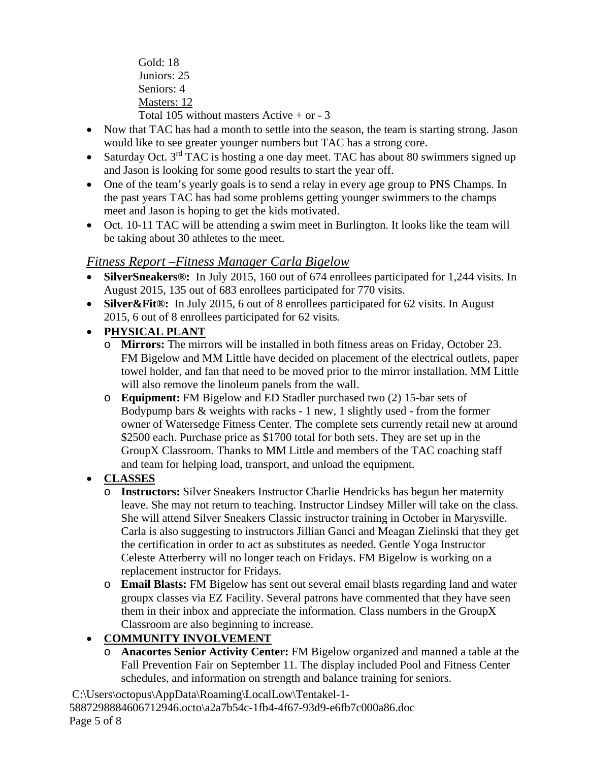Gold: 18
Juniors: 25
Seniors: 4
<u>Masters: 12</u>
Total 105 without masters Active + or - 3

- Now that TAC has had a month to settle into the season, the team is starting strong. Jason would like to see greater younger numbers but TAC has a strong core.
- Saturday Oct. 3rd TAC is hosting a one day meet. TAC has about 80 swimmers signed up and Jason is looking for some good results to start the year off.
- One of the team's yearly goals is to send a relay in every age group to PNS Champs. In the past years TAC has had some problems getting younger swimmers to the champs meet and Jason is hoping to get the kids motivated.
- Oct. 10-11 TAC will be attending a swim meet in Burlington. It looks like the team will be taking about 30 athletes to the meet.

## *Fitness Report –Fitness Manager Carla Bigelow*

- **SilverSneakers®:** In July 2015, 160 out of 674 enrollees participated for 1,244 visits. In August 2015, 135 out of 683 enrollees participated for 770 visits.
- **Silver&Fit®:** In July 2015, 6 out of 8 enrollees participated for 62 visits. In August 2015, 6 out of 8 enrollees participated for 62 visits.
- **PHYSICAL PLANT**
  - **Mirrors:** The mirrors will be installed in both fitness areas on Friday, October 23. FM Bigelow and MM Little have decided on placement of the electrical outlets, paper towel holder, and fan that need to be moved prior to the mirror installation. MM Little will also remove the linoleum panels from the wall.
  - **Equipment:** FM Bigelow and ED Stadler purchased two (2) 15-bar sets of Bodypump bars & weights with racks - 1 new, 1 slightly used - from the former owner of Watersedge Fitness Center. The complete sets currently retail new at around $2500 each. Purchase price as $1700 total for both sets. They are set up in the GroupX Classroom. Thanks to MM Little and members of the TAC coaching staff and team for helping load, transport, and unload the equipment.
- **CLASSES**
  - **Instructors:** Silver Sneakers Instructor Charlie Hendricks has begun her maternity leave. She may not return to teaching. Instructor Lindsey Miller will take on the class. She will attend Silver Sneakers Classic instructor training in October in Marysville. Carla is also suggesting to instructors Jillian Ganci and Meagan Zielinski that they get the certification in order to act as substitutes as needed. Gentle Yoga Instructor Celeste Atterberry will no longer teach on Fridays. FM Bigelow is working on a replacement instructor for Fridays.
  - **Email Blasts:** FM Bigelow has sent out several email blasts regarding land and water groupx classes via EZ Facility. Several patrons have commented that they have seen them in their inbox and appreciate the information. Class numbers in the GroupX Classroom are also beginning to increase.
- **COMMUNITY INVOLVEMENT**
  - **Anacortes Senior Activity Center:** FM Bigelow organized and manned a table at the Fall Prevention Fair on September 11. The display included Pool and Fitness Center schedules, and information on strength and balance training for seniors.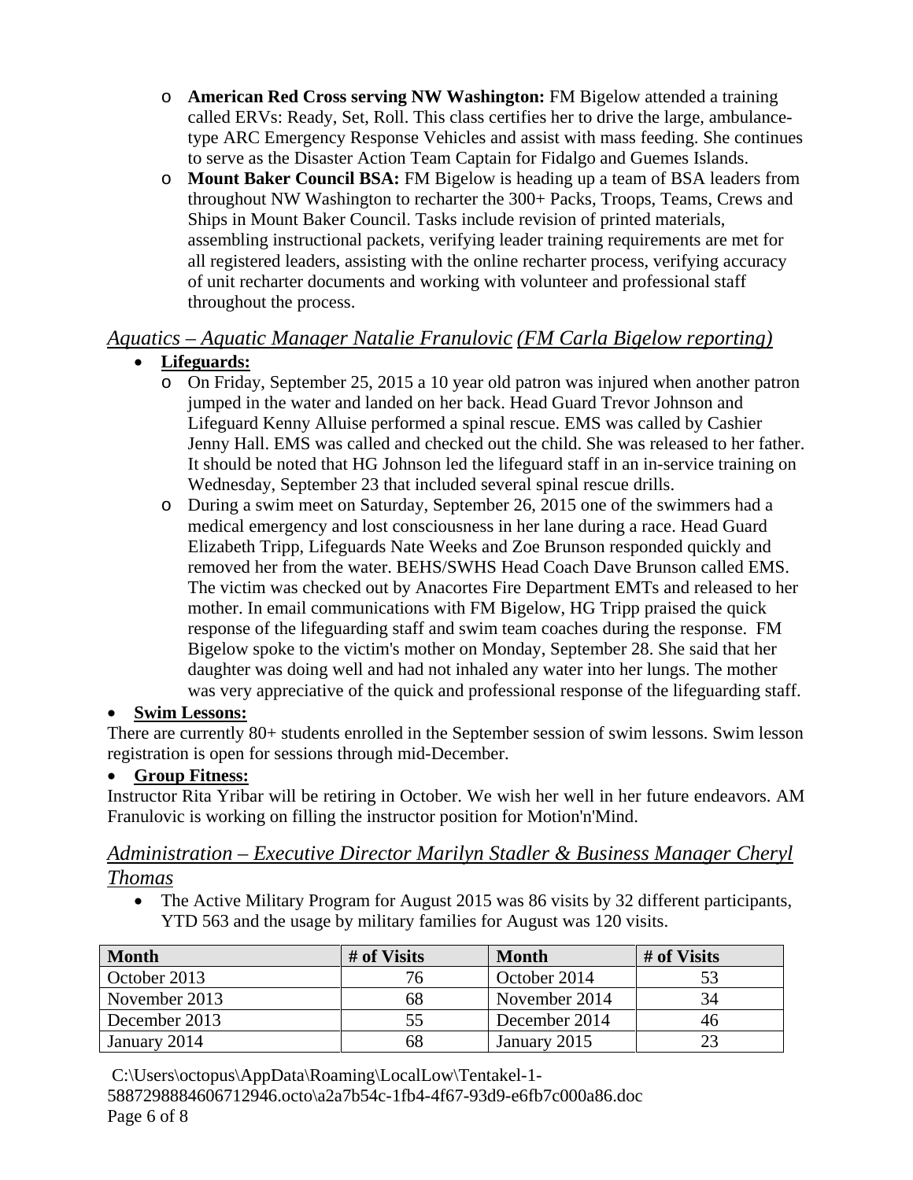- **American Red Cross serving NW Washington:** FM Bigelow attended a training called ERVs: Ready, Set, Roll. This class certifies her to drive the large, ambulance-type ARC Emergency Response Vehicles and assist with mass feeding. She continues to serve as the Disaster Action Team Captain for Fidalgo and Guemes Islands.
- **Mount Baker Council BSA:** FM Bigelow is heading up a team of BSA leaders from throughout NW Washington to recharter the 300+ Packs, Troops, Teams, Crews and Ships in Mount Baker Council. Tasks include revision of printed materials, assembling instructional packets, verifying leader training requirements are met for all registered leaders, assisting with the online recharter process, verifying accuracy of unit recharter documents and working with volunteer and professional staff throughout the process.

## *Aquatics – Aquatic Manager Natalie Franulovic (FM Carla Bigelow reporting)*

- **Lifeguards:**
  - On Friday, September 25, 2015 a 10 year old patron was injured when another patron jumped in the water and landed on her back. Head Guard Trevor Johnson and Lifeguard Kenny Alluise performed a spinal rescue. EMS was called by Cashier Jenny Hall. EMS was called and checked out the child. She was released to her father. It should be noted that HG Johnson led the lifeguard staff in an in-service training on Wednesday, September 23 that included several spinal rescue drills.
  - During a swim meet on Saturday, September 26, 2015 one of the swimmers had a medical emergency and lost consciousness in her lane during a race. Head Guard Elizabeth Tripp, Lifeguards Nate Weeks and Zoe Brunson responded quickly and removed her from the water. BEHS/SWHS Head Coach Dave Brunson called EMS. The victim was checked out by Anacortes Fire Department EMTs and released to her mother. In email communications with FM Bigelow, HG Tripp praised the quick response of the lifeguarding staff and swim team coaches during the response. FM Bigelow spoke to the victim's mother on Monday, September 28. She said that her daughter was doing well and had not inhaled any water into her lungs. The mother was very appreciative of the quick and professional response of the lifeguarding staff.
- **Swim Lessons:**

There are currently 80+ students enrolled in the September session of swim lessons. Swim lesson registration is open for sessions through mid-December.

- **Group Fitness:**

Instructor Rita Yribar will be retiring in October. We wish her well in her future endeavors. AM Franulovic is working on filling the instructor position for Motion'n'Mind.

## *Administration – Executive Director Marilyn Stadler & Business Manager Cheryl Thomas*

- The Active Military Program for August 2015 was 86 visits by 32 different participants, YTD 563 and the usage by military families for August was 120 visits.

| Month | # of Visits | Month | # of Visits |
|---|---|---|---|
| October 2013 | 76 | October 2014 | 53 |
| November 2013 | 68 | November 2014 | 34 |
| December 2013 | 55 | December 2014 | 46 |
| January 2014 | 68 | January 2015 | 23 |

C:\Users\octopus\AppData\Roaming\LocalLow\Tentakel-1-5887298884606712946.octo\a2a7b54c-1fb4-4f67-93d9-e6fb7c000a86.doc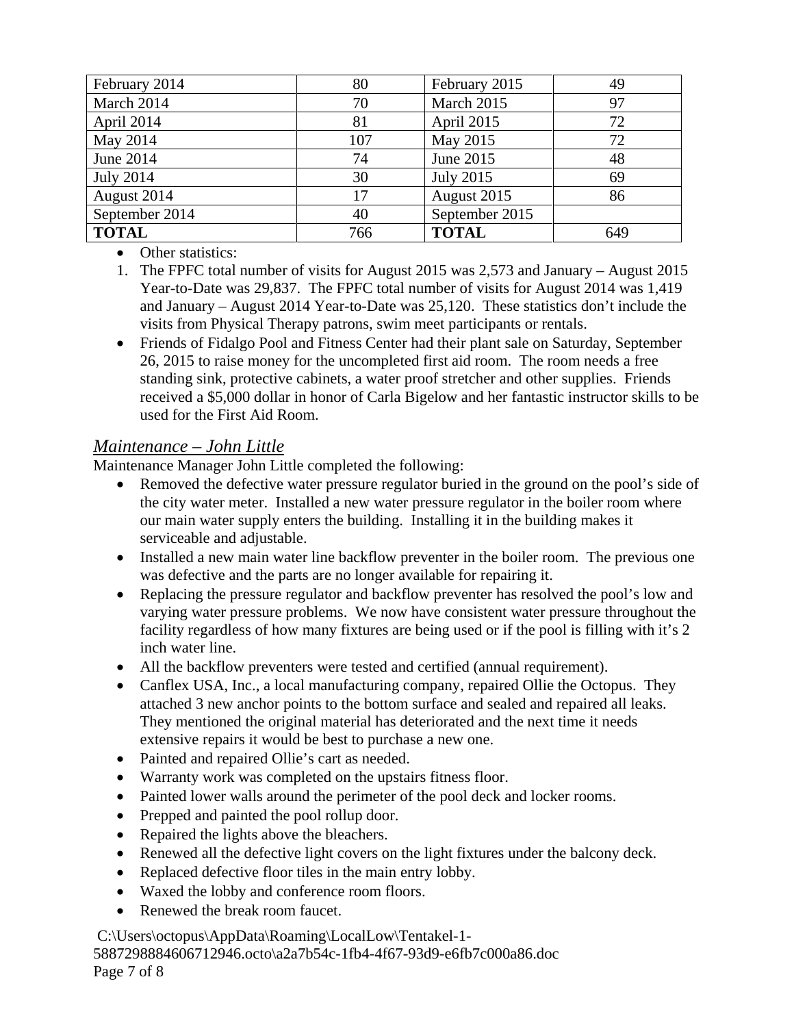| February 2014 | 80 | February 2015 | 49 |
|---|---|---|---|
| March 2014 | 70 | March 2015 | 97 |
| April 2014 | 81 | April 2015 | 72 |
| May 2014 | 107 | May 2015 | 72 |
| June 2014 | 74 | June 2015 | 48 |
| July 2014 | 30 | July 2015 | 69 |
| August 2014 | 17 | August 2015 | 86 |
| September 2014 | 40 | September 2015 | |
| **TOTAL** | 766 | **TOTAL** | 649 |

- Other statistics:

1. The FPFC total number of visits for August 2015 was 2,573 and January – August 2015 Year-to-Date was 29,837. The FPFC total number of visits for August 2014 was 1,419 and January – August 2014 Year-to-Date was 25,120. These statistics don't include the visits from Physical Therapy patrons, swim meet participants or rentals.

- Friends of Fidalgo Pool and Fitness Center had their plant sale on Saturday, September 26, 2015 to raise money for the uncompleted first aid room. The room needs a free standing sink, protective cabinets, a water proof stretcher and other supplies. Friends received a $5,000 dollar in honor of Carla Bigelow and her fantastic instructor skills to be used for the First Aid Room.

## *Maintenance – John Little*

Maintenance Manager John Little completed the following:

- Removed the defective water pressure regulator buried in the ground on the pool's side of the city water meter. Installed a new water pressure regulator in the boiler room where our main water supply enters the building. Installing it in the building makes it serviceable and adjustable.
- Installed a new main water line backflow preventer in the boiler room. The previous one was defective and the parts are no longer available for repairing it.
- Replacing the pressure regulator and backflow preventer has resolved the pool's low and varying water pressure problems. We now have consistent water pressure throughout the facility regardless of how many fixtures are being used or if the pool is filling with it's 2 inch water line.
- All the backflow preventers were tested and certified (annual requirement).
- Canflex USA, Inc., a local manufacturing company, repaired Ollie the Octopus. They attached 3 new anchor points to the bottom surface and sealed and repaired all leaks. They mentioned the original material has deteriorated and the next time it needs extensive repairs it would be best to purchase a new one.
- Painted and repaired Ollie's cart as needed.
- Warranty work was completed on the upstairs fitness floor.
- Painted lower walls around the perimeter of the pool deck and locker rooms.
- Prepped and painted the pool rollup door.
- Repaired the lights above the bleachers.
- Renewed all the defective light covers on the light fixtures under the balcony deck.
- Replaced defective floor tiles in the main entry lobby.
- Waxed the lobby and conference room floors.
- Renewed the break room faucet.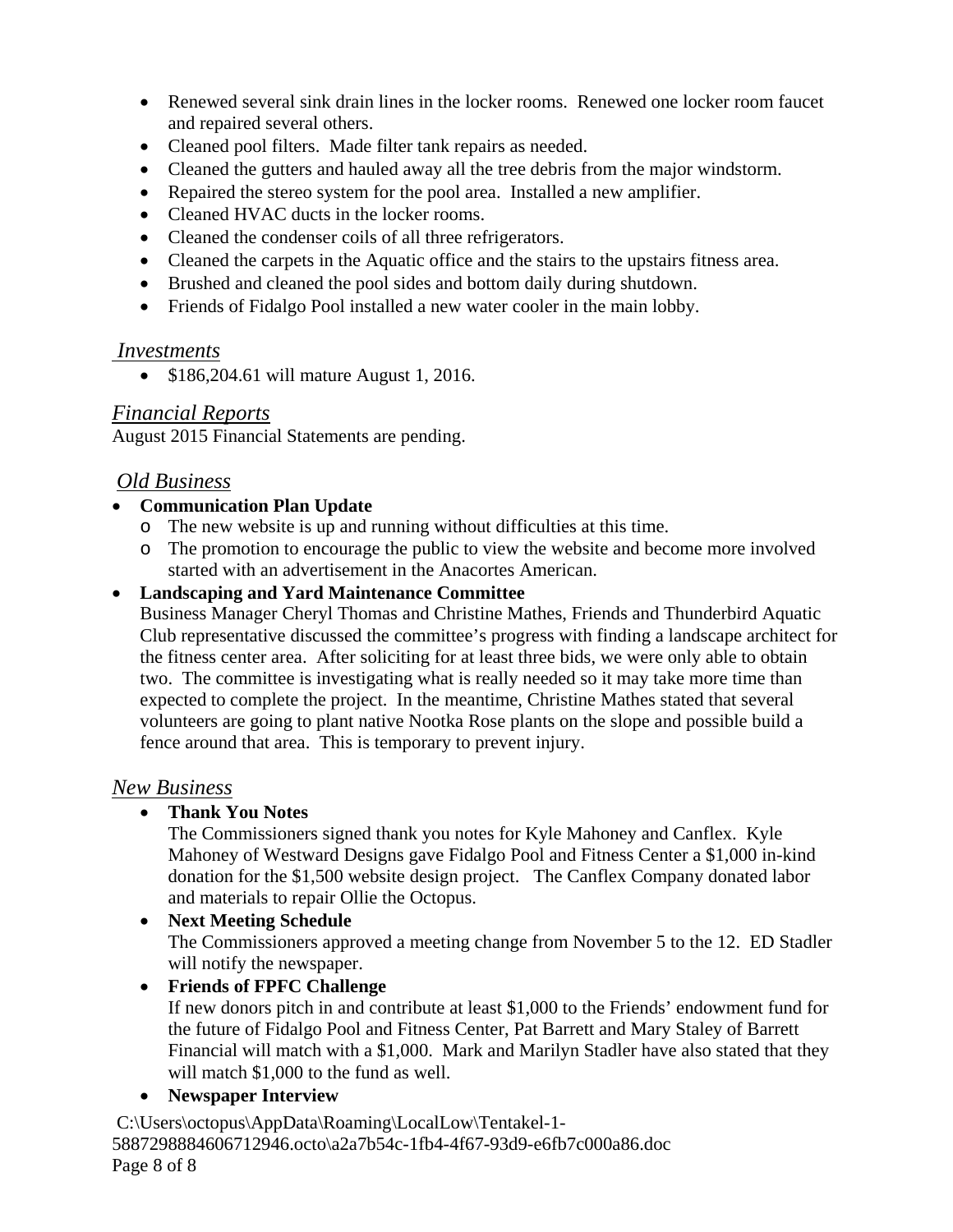- Renewed several sink drain lines in the locker rooms. Renewed one locker room faucet and repaired several others.
- Cleaned pool filters. Made filter tank repairs as needed.
- Cleaned the gutters and hauled away all the tree debris from the major windstorm.
- Repaired the stereo system for the pool area. Installed a new amplifier.
- Cleaned HVAC ducts in the locker rooms.
- Cleaned the condenser coils of all three refrigerators.
- Cleaned the carpets in the Aquatic office and the stairs to the upstairs fitness area.
- Brushed and cleaned the pool sides and bottom daily during shutdown.
- Friends of Fidalgo Pool installed a new water cooler in the main lobby.

## *Investments*

- $186,204.61 will mature August 1, 2016.

## *Financial Reports*

August 2015 Financial Statements are pending.

## *Old Business*

- **Communication Plan Update**
  - The new website is up and running without difficulties at this time.
  - The promotion to encourage the public to view the website and become more involved started with an advertisement in the Anacortes American.
- **Landscaping and Yard Maintenance Committee**
  Business Manager Cheryl Thomas and Christine Mathes, Friends and Thunderbird Aquatic Club representative discussed the committee's progress with finding a landscape architect for the fitness center area. After soliciting for at least three bids, we were only able to obtain two. The committee is investigating what is really needed so it may take more time than expected to complete the project. In the meantime, Christine Mathes stated that several volunteers are going to plant native Nootka Rose plants on the slope and possible build a fence around that area. This is temporary to prevent injury.

## *New Business*

- **Thank You Notes**
  The Commissioners signed thank you notes for Kyle Mahoney and Canflex. Kyle Mahoney of Westward Designs gave Fidalgo Pool and Fitness Center a $1,000 in-kind donation for the $1,500 website design project. The Canflex Company donated labor and materials to repair Ollie the Octopus.
- **Next Meeting Schedule**
  The Commissioners approved a meeting change from November 5 to the 12. ED Stadler will notify the newspaper.
- **Friends of FPFC Challenge**
  If new donors pitch in and contribute at least $1,000 to the Friends' endowment fund for the future of Fidalgo Pool and Fitness Center, Pat Barrett and Mary Staley of Barrett Financial will match with a $1,000. Mark and Marilyn Stadler have also stated that they will match $1,000 to the fund as well.
- **Newspaper Interview**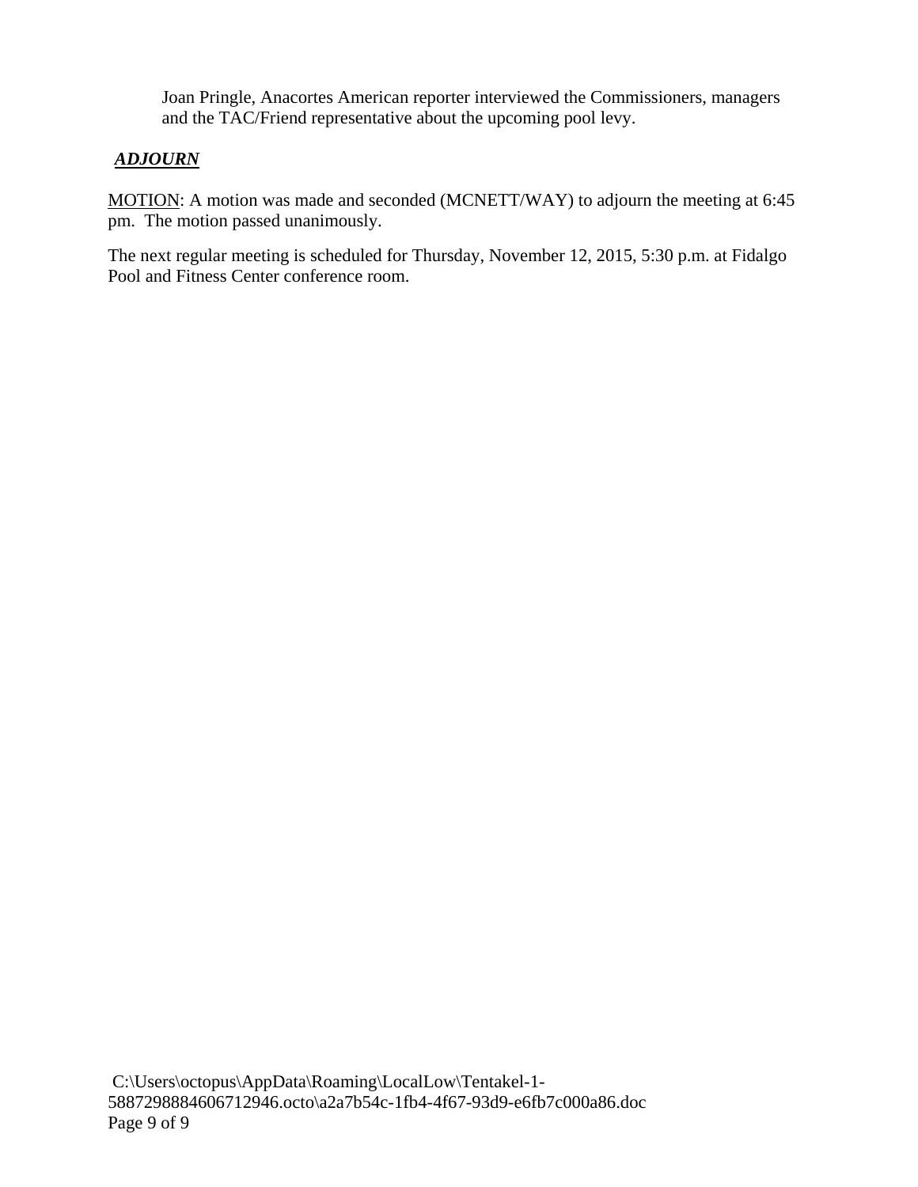Joan Pringle, Anacortes American reporter interviewed the Commissioners, managers and the TAC/Friend representative about the upcoming pool levy.

## ***ADJOURN***

MOTION: A motion was made and seconded (MCNETT/WAY) to adjourn the meeting at 6:45 pm. The motion passed unanimously.

The next regular meeting is scheduled for Thursday, November 12, 2015, 5:30 p.m. at Fidalgo Pool and Fitness Center conference room.